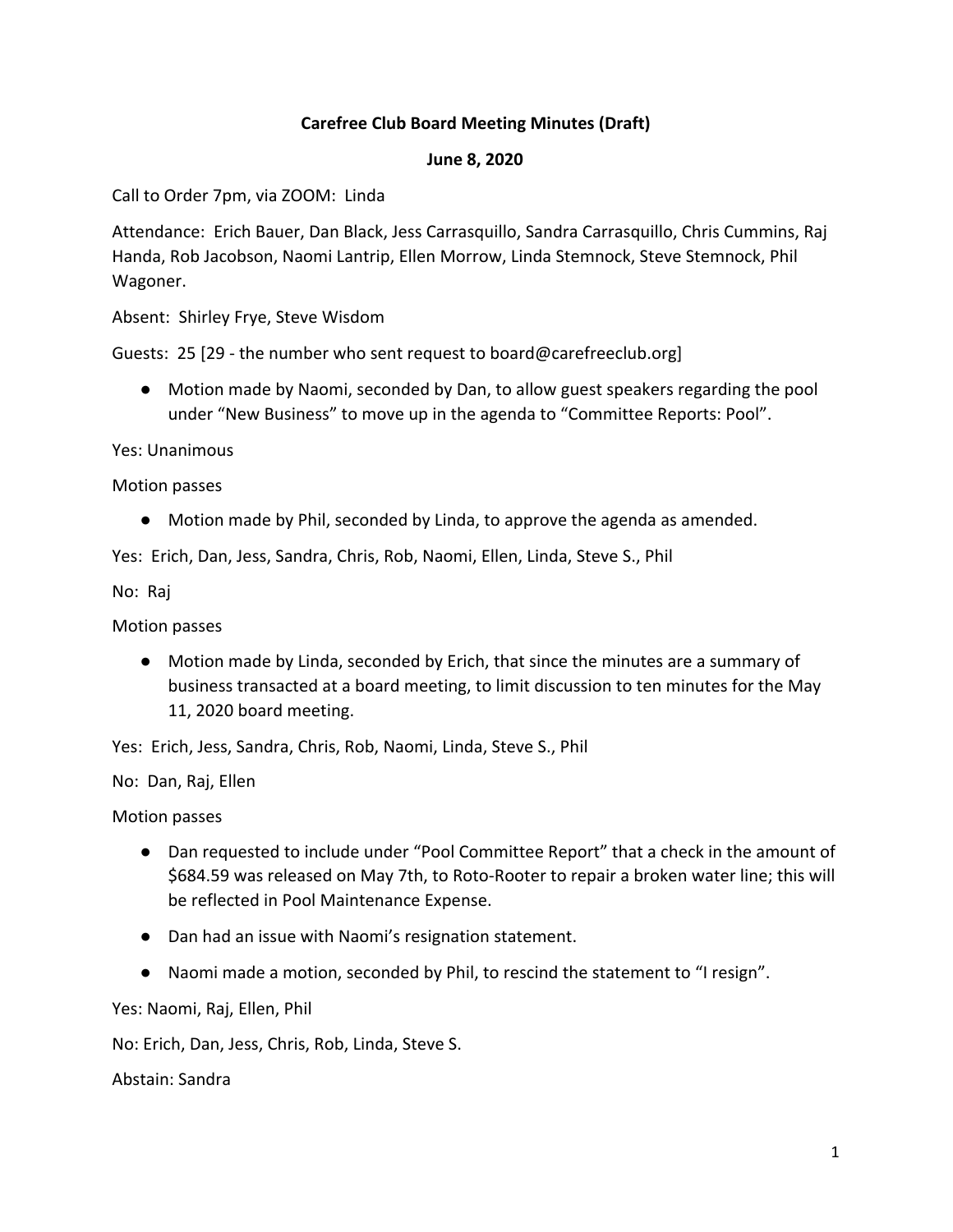**Carefree Club Board Meeting Minutes (Draft)**

**June 8, 2020**

Call to Order 7pm, via ZOOM: Linda

Attendance: Erich Bauer, Dan Black, Jess Carrasquillo, Sandra Carrasquillo, Chris Cummins, Raj Handa, Rob Jacobson, Naomi Lantrip, Ellen Morrow, Linda Stemnock, Steve Stemnock, Phil Wagoner.

Absent: Shirley Frye, Steve Wisdom

Guests: 25 [29 - the number who sent request to board@carefreeclub.org]

- Motion made by Naomi, seconded by Dan, to allow guest speakers regarding the pool under "New Business" to move up in the agenda to "Committee Reports: Pool".

Yes: Unanimous

Motion passes

- Motion made by Phil, seconded by Linda, to approve the agenda as amended.

Yes: Erich, Dan, Jess, Sandra, Chris, Rob, Naomi, Ellen, Linda, Steve S., Phil

No: Raj

Motion passes

- Motion made by Linda, seconded by Erich, that since the minutes are a summary of business transacted at a board meeting, to limit discussion to ten minutes for the May 11, 2020 board meeting.

Yes: Erich, Jess, Sandra, Chris, Rob, Naomi, Linda, Steve S., Phil

No: Dan, Raj, Ellen

Motion passes

- Dan requested to include under "Pool Committee Report" that a check in the amount of $684.59 was released on May 7th, to Roto-Rooter to repair a broken water line; this will be reflected in Pool Maintenance Expense.
- Dan had an issue with Naomi's resignation statement.
- Naomi made a motion, seconded by Phil, to rescind the statement to "I resign".

Yes: Naomi, Raj, Ellen, Phil

No: Erich, Dan, Jess, Chris, Rob, Linda, Steve S.

Abstain: Sandra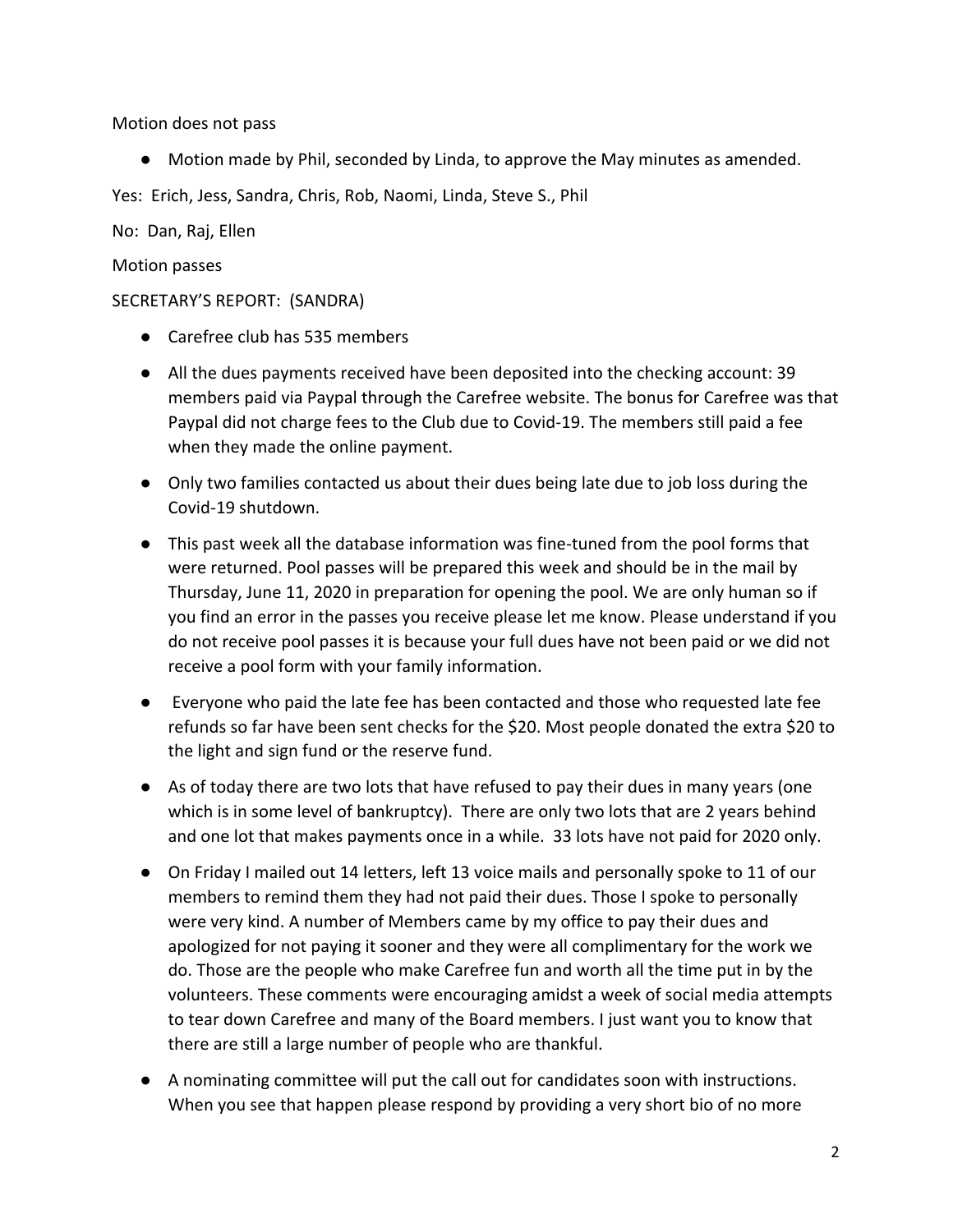Motion does not pass

- Motion made by Phil, seconded by Linda, to approve the May minutes as amended.

Yes: Erich, Jess, Sandra, Chris, Rob, Naomi, Linda, Steve S., Phil

No: Dan, Raj, Ellen

Motion passes

SECRETARY'S REPORT: (SANDRA)

- Carefree club has 535 members
- All the dues payments received have been deposited into the checking account: 39 members paid via Paypal through the Carefree website. The bonus for Carefree was that Paypal did not charge fees to the Club due to Covid-19. The members still paid a fee when they made the online payment.
- Only two families contacted us about their dues being late due to job loss during the Covid-19 shutdown.
- This past week all the database information was fine-tuned from the pool forms that were returned. Pool passes will be prepared this week and should be in the mail by Thursday, June 11, 2020 in preparation for opening the pool. We are only human so if you find an error in the passes you receive please let me know. Please understand if you do not receive pool passes it is because your full dues have not been paid or we did not receive a pool form with your family information.
- Everyone who paid the late fee has been contacted and those who requested late fee refunds so far have been sent checks for the $20. Most people donated the extra $20 to the light and sign fund or the reserve fund.
- As of today there are two lots that have refused to pay their dues in many years (one which is in some level of bankruptcy). There are only two lots that are 2 years behind and one lot that makes payments once in a while. 33 lots have not paid for 2020 only.
- On Friday I mailed out 14 letters, left 13 voice mails and personally spoke to 11 of our members to remind them they had not paid their dues. Those I spoke to personally were very kind. A number of Members came by my office to pay their dues and apologized for not paying it sooner and they were all complimentary for the work we do. Those are the people who make Carefree fun and worth all the time put in by the volunteers. These comments were encouraging amidst a week of social media attempts to tear down Carefree and many of the Board members. I just want you to know that there are still a large number of people who are thankful.
- A nominating committee will put the call out for candidates soon with instructions. When you see that happen please respond by providing a very short bio of no more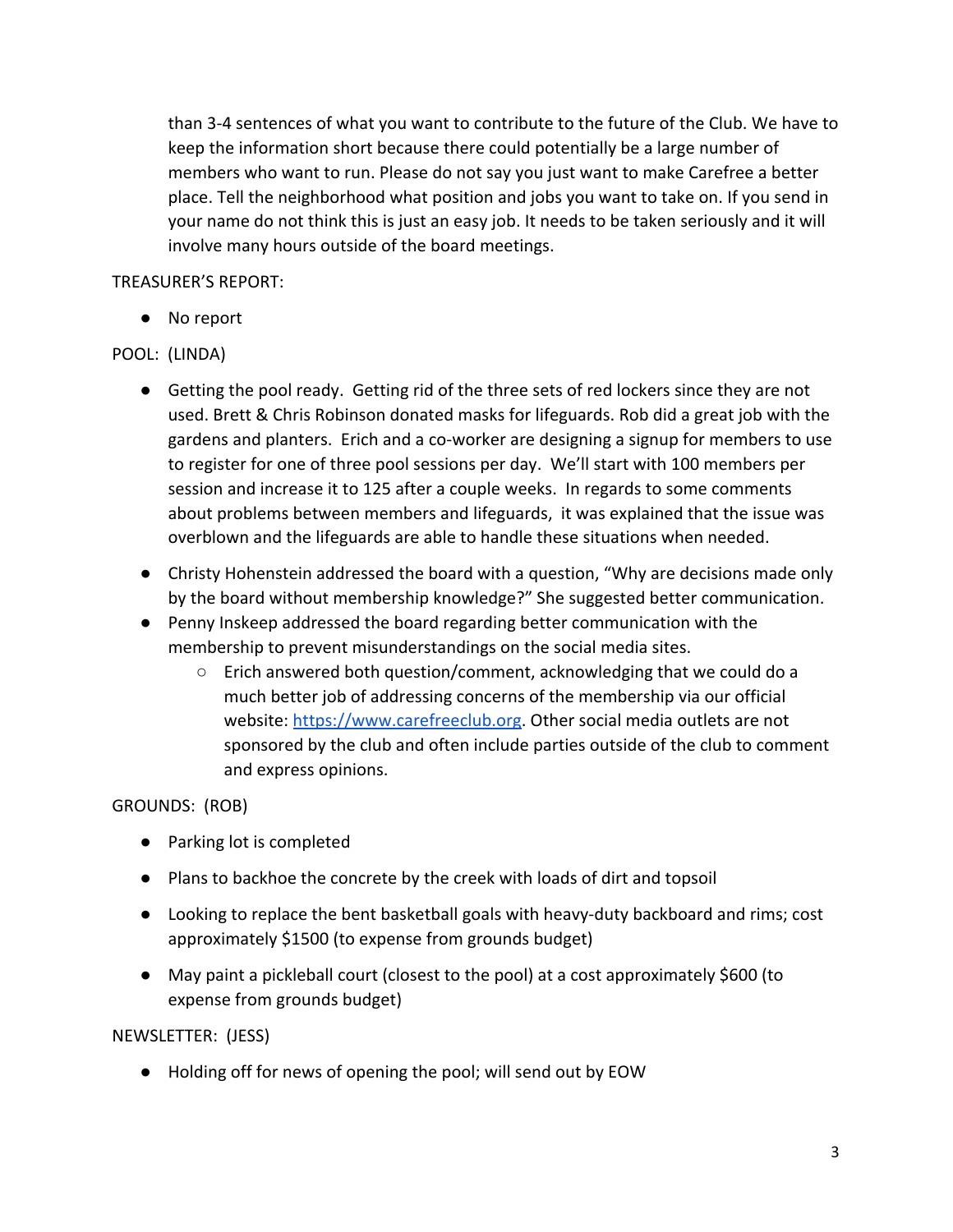than 3-4 sentences of what you want to contribute to the future of the Club. We have to keep the information short because there could potentially be a large number of members who want to run. Please do not say you just want to make Carefree a better place. Tell the neighborhood what position and jobs you want to take on. If you send in your name do not think this is just an easy job. It needs to be taken seriously and it will involve many hours outside of the board meetings.

TREASURER'S REPORT:

- No report

POOL: (LINDA)

- Getting the pool ready. Getting rid of the three sets of red lockers since they are not used. Brett & Chris Robinson donated masks for lifeguards. Rob did a great job with the gardens and planters. Erich and a co-worker are designing a signup for members to use to register for one of three pool sessions per day. We'll start with 100 members per session and increase it to 125 after a couple weeks. In regards to some comments about problems between members and lifeguards, it was explained that the issue was overblown and the lifeguards are able to handle these situations when needed.
- Christy Hohenstein addressed the board with a question, "Why are decisions made only by the board without membership knowledge?" She suggested better communication.
- Penny Inskeep addressed the board regarding better communication with the membership to prevent misunderstandings on the social media sites.
  - Erich answered both question/comment, acknowledging that we could do a much better job of addressing concerns of the membership via our official website: [https://www.carefreeclub.org](https://www.carefreeclub.org). Other social media outlets are not sponsored by the club and often include parties outside of the club to comment and express opinions.

GROUNDS: (ROB)

- Parking lot is completed
- Plans to backhoe the concrete by the creek with loads of dirt and topsoil
- Looking to replace the bent basketball goals with heavy-duty backboard and rims; cost approximately $1500 (to expense from grounds budget)
- May paint a pickleball court (closest to the pool) at a cost approximately $600 (to expense from grounds budget)

NEWSLETTER: (JESS)

- Holding off for news of opening the pool; will send out by EOW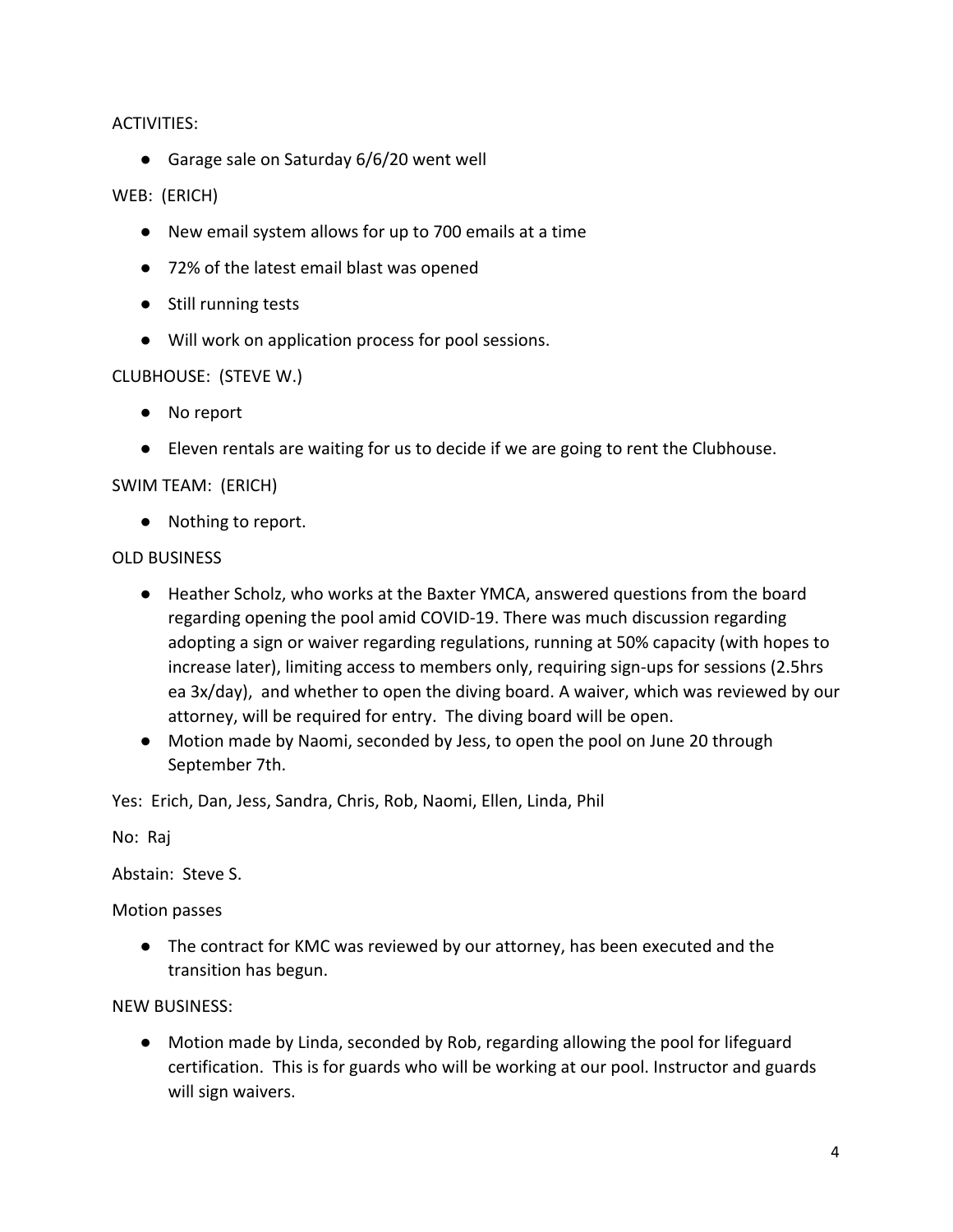ACTIVITIES:

- Garage sale on Saturday 6/6/20 went well

WEB: (ERICH)

- New email system allows for up to 700 emails at a time
- 72% of the latest email blast was opened
- Still running tests
- Will work on application process for pool sessions.

CLUBHOUSE: (STEVE W.)

- No report
- Eleven rentals are waiting for us to decide if we are going to rent the Clubhouse.

SWIM TEAM: (ERICH)

- Nothing to report.

OLD BUSINESS

- Heather Scholz, who works at the Baxter YMCA, answered questions from the board regarding opening the pool amid COVID-19. There was much discussion regarding adopting a sign or waiver regarding regulations, running at 50% capacity (with hopes to increase later), limiting access to members only, requiring sign-ups for sessions (2.5hrs ea 3x/day), and whether to open the diving board. A waiver, which was reviewed by our attorney, will be required for entry. The diving board will be open.
- Motion made by Naomi, seconded by Jess, to open the pool on June 20 through September 7th.

Yes: Erich, Dan, Jess, Sandra, Chris, Rob, Naomi, Ellen, Linda, Phil

No: Raj

Abstain: Steve S.

Motion passes

- The contract for KMC was reviewed by our attorney, has been executed and the transition has begun.

NEW BUSINESS:

- Motion made by Linda, seconded by Rob, regarding allowing the pool for lifeguard certification. This is for guards who will be working at our pool. Instructor and guards will sign waivers.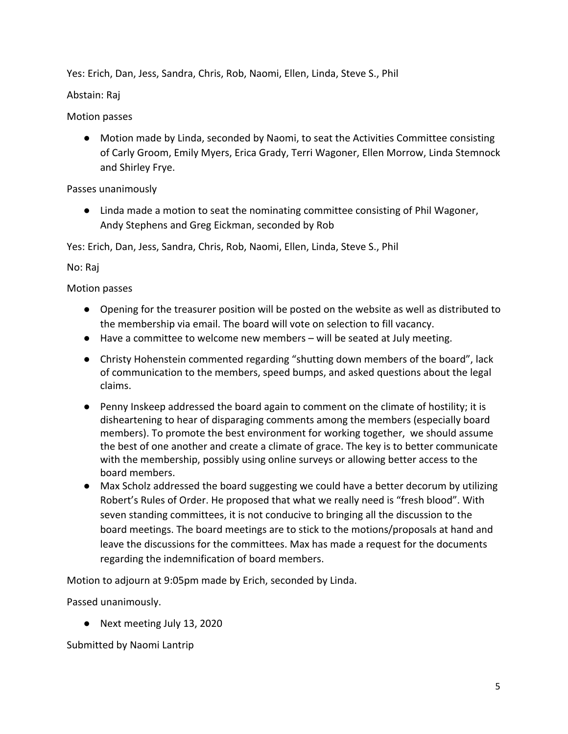Yes: Erich, Dan, Jess, Sandra, Chris, Rob, Naomi, Ellen, Linda, Steve S., Phil

Abstain: Raj

Motion passes

- Motion made by Linda, seconded by Naomi, to seat the Activities Committee consisting of Carly Groom, Emily Myers, Erica Grady, Terri Wagoner, Ellen Morrow, Linda Stemnock and Shirley Frye.

Passes unanimously

- Linda made a motion to seat the nominating committee consisting of Phil Wagoner, Andy Stephens and Greg Eickman, seconded by Rob

Yes: Erich, Dan, Jess, Sandra, Chris, Rob, Naomi, Ellen, Linda, Steve S., Phil

No: Raj

Motion passes

- Opening for the treasurer position will be posted on the website as well as distributed to the membership via email. The board will vote on selection to fill vacancy.
- Have a committee to welcome new members – will be seated at July meeting.
- Christy Hohenstein commented regarding "shutting down members of the board", lack of communication to the members, speed bumps, and asked questions about the legal claims.
- Penny Inskeep addressed the board again to comment on the climate of hostility; it is disheartening to hear of disparaging comments among the members (especially board members). To promote the best environment for working together, we should assume the best of one another and create a climate of grace. The key is to better communicate with the membership, possibly using online surveys or allowing better access to the board members.
- Max Scholz addressed the board suggesting we could have a better decorum by utilizing Robert's Rules of Order. He proposed that what we really need is "fresh blood". With seven standing committees, it is not conducive to bringing all the discussion to the board meetings. The board meetings are to stick to the motions/proposals at hand and leave the discussions for the committees. Max has made a request for the documents regarding the indemnification of board members.

Motion to adjourn at 9:05pm made by Erich, seconded by Linda.

Passed unanimously.

- Next meeting July 13, 2020

Submitted by Naomi Lantrip